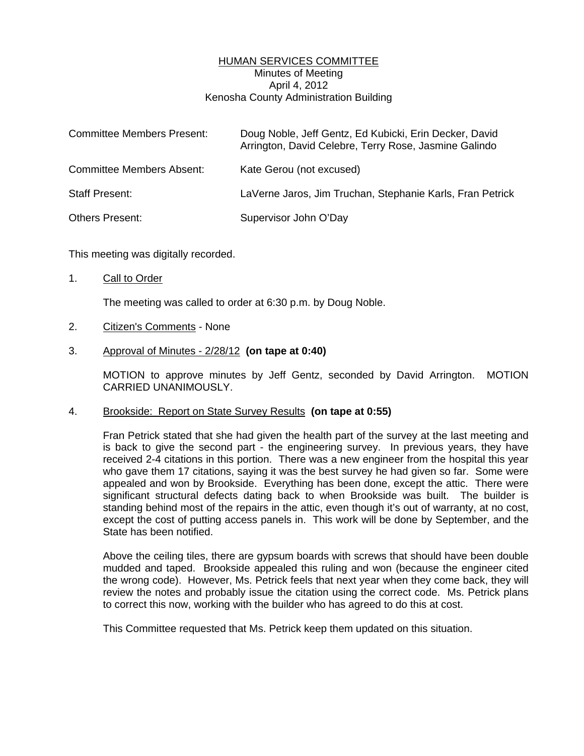# HUMAN SERVICES COMMITTEE

Minutes of Meeting
April 4, 2012
Kenosha County Administration Building

| | |
|---|---|
| Committee Members Present: | Doug Noble, Jeff Gentz, Ed Kubicki, Erin Decker, David Arrington, David Celebre, Terry Rose, Jasmine Galindo |
| Committee Members Absent: | Kate Gerou (not excused) |
| Staff Present: | LaVerne Jaros, Jim Truchan, Stephanie Karls, Fran Petrick |
| Others Present: | Supervisor John O'Day |

This meeting was digitally recorded.

1. Call to Order

   The meeting was called to order at 6:30 p.m. by Doug Noble.

2. Citizen's Comments - None

3. Approval of Minutes - 2/28/12 **(on tape at 0:40)**

   MOTION to approve minutes by Jeff Gentz, seconded by David Arrington. MOTION CARRIED UNANIMOUSLY.

4. Brookside: Report on State Survey Results **(on tape at 0:55)**

   Fran Petrick stated that she had given the health part of the survey at the last meeting and is back to give the second part - the engineering survey. In previous years, they have received 2-4 citations in this portion. There was a new engineer from the hospital this year who gave them 17 citations, saying it was the best survey he had given so far. Some were appealed and won by Brookside. Everything has been done, except the attic. There were significant structural defects dating back to when Brookside was built. The builder is standing behind most of the repairs in the attic, even though it's out of warranty, at no cost, except the cost of putting access panels in. This work will be done by September, and the State has been notified.

   Above the ceiling tiles, there are gypsum boards with screws that should have been double mudded and taped. Brookside appealed this ruling and won (because the engineer cited the wrong code). However, Ms. Petrick feels that next year when they come back, they will review the notes and probably issue the citation using the correct code. Ms. Petrick plans to correct this now, working with the builder who has agreed to do this at cost.

   This Committee requested that Ms. Petrick keep them updated on this situation.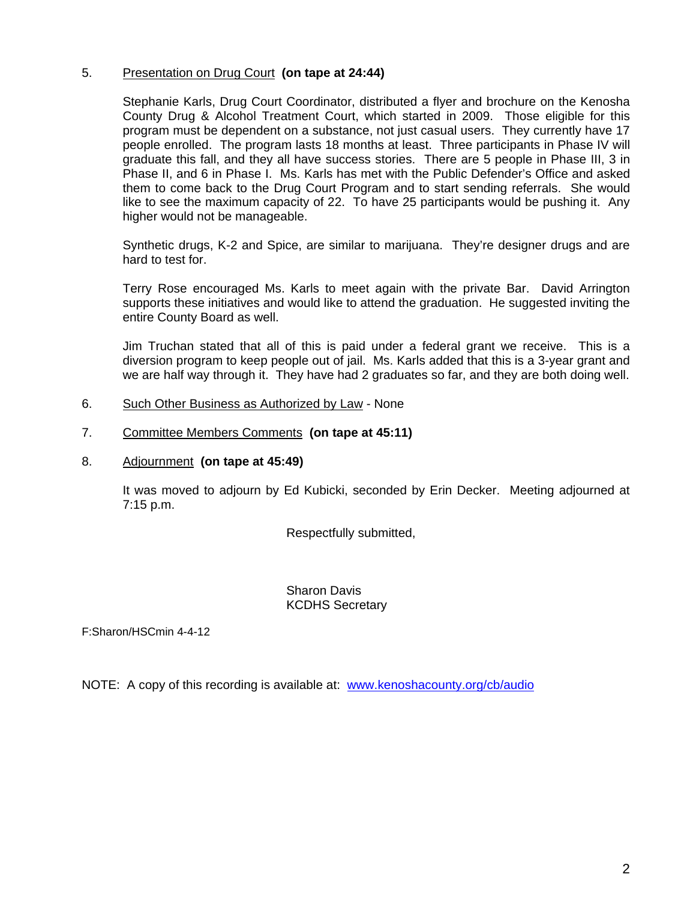5. <u>Presentation on Drug Court</u> **(on tape at 24:44)**

   Stephanie Karls, Drug Court Coordinator, distributed a flyer and brochure on the Kenosha County Drug & Alcohol Treatment Court, which started in 2009. Those eligible for this program must be dependent on a substance, not just casual users. They currently have 17 people enrolled. The program lasts 18 months at least. Three participants in Phase IV will graduate this fall, and they all have success stories. There are 5 people in Phase III, 3 in Phase II, and 6 in Phase I. Ms. Karls has met with the Public Defender's Office and asked them to come back to the Drug Court Program and to start sending referrals. She would like to see the maximum capacity of 22. To have 25 participants would be pushing it. Any higher would not be manageable.

   Synthetic drugs, K-2 and Spice, are similar to marijuana. They're designer drugs and are hard to test for.

   Terry Rose encouraged Ms. Karls to meet again with the private Bar. David Arrington supports these initiatives and would like to attend the graduation. He suggested inviting the entire County Board as well.

   Jim Truchan stated that all of this is paid under a federal grant we receive. This is a diversion program to keep people out of jail. Ms. Karls added that this is a 3-year grant and we are half way through it. They have had 2 graduates so far, and they are both doing well.

6. <u>Such Other Business as Authorized by Law</u> - None

7. <u>Committee Members Comments</u> **(on tape at 45:11)**

8. <u>Adjournment</u> **(on tape at 45:49)**

   It was moved to adjourn by Ed Kubicki, seconded by Erin Decker. Meeting adjourned at 7:15 p.m.

Respectfully submitted,

Sharon Davis
KCDHS Secretary

F:Sharon/HSCmin 4-4-12

NOTE: A copy of this recording is available at: [www.kenoshacounty.org/cb/audio](http://www.kenoshacounty.org/cb/audio)